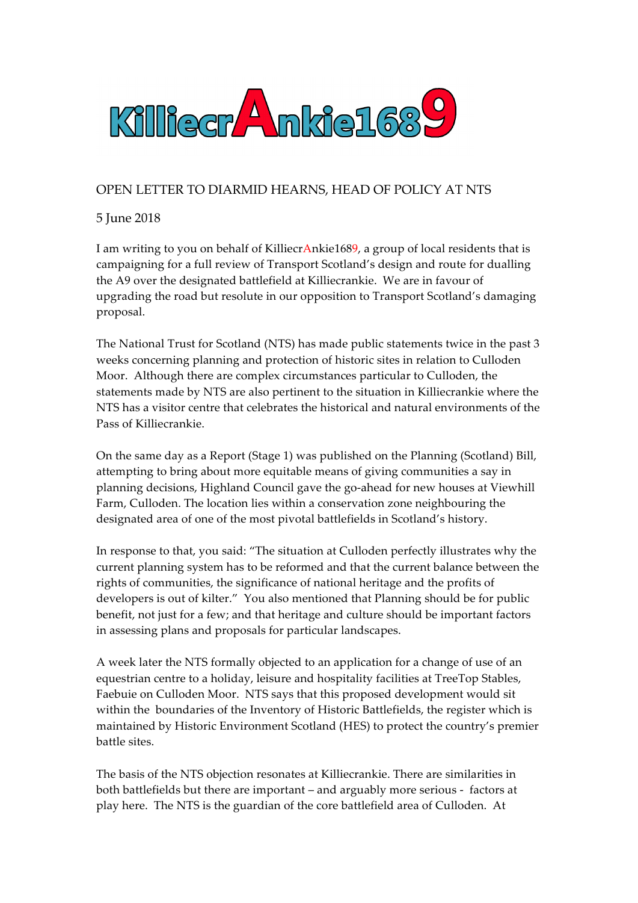# KilliecrAnkie1689

OPEN LETTER TO DIARMID HEARNS, HEAD OF POLICY AT NTS

5 June 2018

I am writing to you on behalf of KilliecrAnkie1689, a group of local residents that is campaigning for a full review of Transport Scotland's design and route for dualling the A9 over the designated battlefield at Killiecrankie. We are in favour of upgrading the road but resolute in our opposition to Transport Scotland's damaging proposal.

The National Trust for Scotland (NTS) has made public statements twice in the past 3 weeks concerning planning and protection of historic sites in relation to Culloden Moor. Although there are complex circumstances particular to Culloden, the statements made by NTS are also pertinent to the situation in Killiecrankie where the NTS has a visitor centre that celebrates the historical and natural environments of the Pass of Killiecrankie.

On the same day as a Report (Stage 1) was published on the Planning (Scotland) Bill, attempting to bring about more equitable means of giving communities a say in planning decisions, Highland Council gave the go-ahead for new houses at Viewhill Farm, Culloden. The location lies within a conservation zone neighbouring the designated area of one of the most pivotal battlefields in Scotland's history.

In response to that, you said: "The situation at Culloden perfectly illustrates why the current planning system has to be reformed and that the current balance between the rights of communities, the significance of national heritage and the profits of developers is out of kilter." You also mentioned that Planning should be for public benefit, not just for a few; and that heritage and culture should be important factors in assessing plans and proposals for particular landscapes.

A week later the NTS formally objected to an application for a change of use of an equestrian centre to a holiday, leisure and hospitality facilities at TreeTop Stables, Faebuie on Culloden Moor. NTS says that this proposed development would sit within the boundaries of the Inventory of Historic Battlefields, the register which is maintained by Historic Environment Scotland (HES) to protect the country's premier battle sites.

The basis of the NTS objection resonates at Killiecrankie. There are similarities in both battlefields but there are important – and arguably more serious - factors at play here. The NTS is the guardian of the core battlefield area of Culloden. At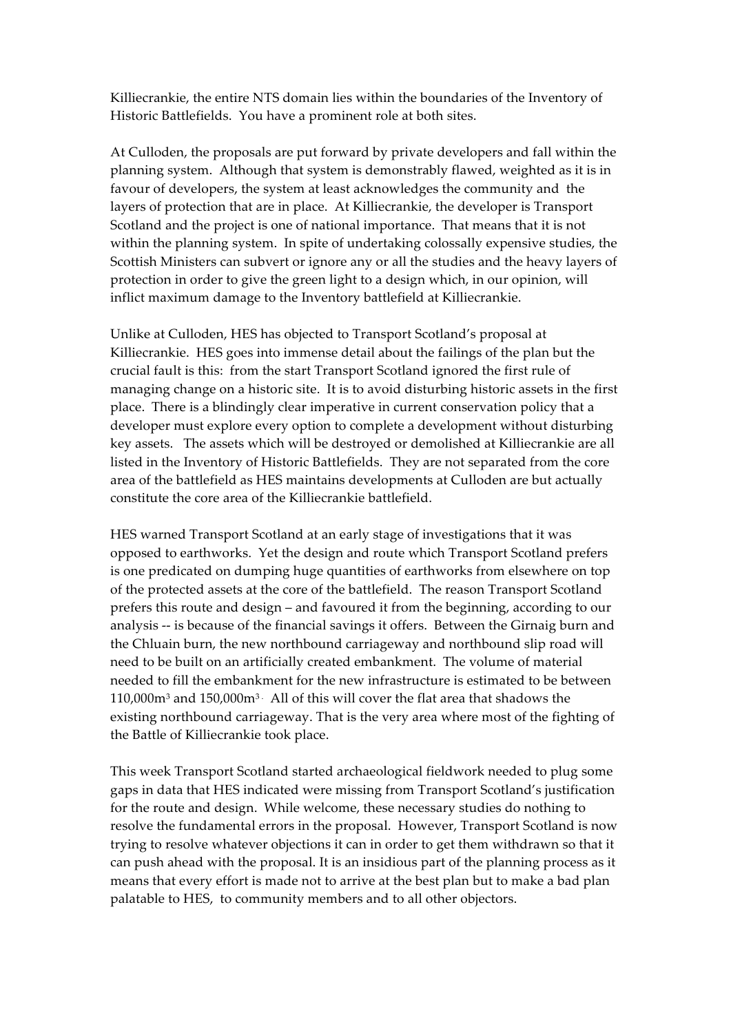Killiecrankie, the entire NTS domain lies within the boundaries of the Inventory of Historic Battlefields. You have a prominent role at both sites.

At Culloden, the proposals are put forward by private developers and fall within the planning system. Although that system is demonstrably flawed, weighted as it is in favour of developers, the system at least acknowledges the community and the layers of protection that are in place. At Killiecrankie, the developer is Transport Scotland and the project is one of national importance. That means that it is not within the planning system. In spite of undertaking colossally expensive studies, the Scottish Ministers can subvert or ignore any or all the studies and the heavy layers of protection in order to give the green light to a design which, in our opinion, will inflict maximum damage to the Inventory battlefield at Killiecrankie.

Unlike at Culloden, HES has objected to Transport Scotland's proposal at Killiecrankie. HES goes into immense detail about the failings of the plan but the crucial fault is this: from the start Transport Scotland ignored the first rule of managing change on a historic site. It is to avoid disturbing historic assets in the first place. There is a blindingly clear imperative in current conservation policy that a developer must explore every option to complete a development without disturbing key assets. The assets which will be destroyed or demolished at Killiecrankie are all listed in the Inventory of Historic Battlefields. They are not separated from the core area of the battlefield as HES maintains developments at Culloden are but actually constitute the core area of the Killiecrankie battlefield.

HES warned Transport Scotland at an early stage of investigations that it was opposed to earthworks. Yet the design and route which Transport Scotland prefers is one predicated on dumping huge quantities of earthworks from elsewhere on top of the protected assets at the core of the battlefield. The reason Transport Scotland prefers this route and design – and favoured it from the beginning, according to our analysis -- is because of the financial savings it offers. Between the Girnaig burn and the Chluain burn, the new northbound carriageway and northbound slip road will need to be built on an artificially created embankment. The volume of material needed to fill the embankment for the new infrastructure is estimated to be between 110,000m$^3$ and 150,000m$^3$. All of this will cover the flat area that shadows the existing northbound carriageway. That is the very area where most of the fighting of the Battle of Killiecrankie took place.

This week Transport Scotland started archaeological fieldwork needed to plug some gaps in data that HES indicated were missing from Transport Scotland's justification for the route and design. While welcome, these necessary studies do nothing to resolve the fundamental errors in the proposal. However, Transport Scotland is now trying to resolve whatever objections it can in order to get them withdrawn so that it can push ahead with the proposal. It is an insidious part of the planning process as it means that every effort is made not to arrive at the best plan but to make a bad plan palatable to HES, to community members and to all other objectors.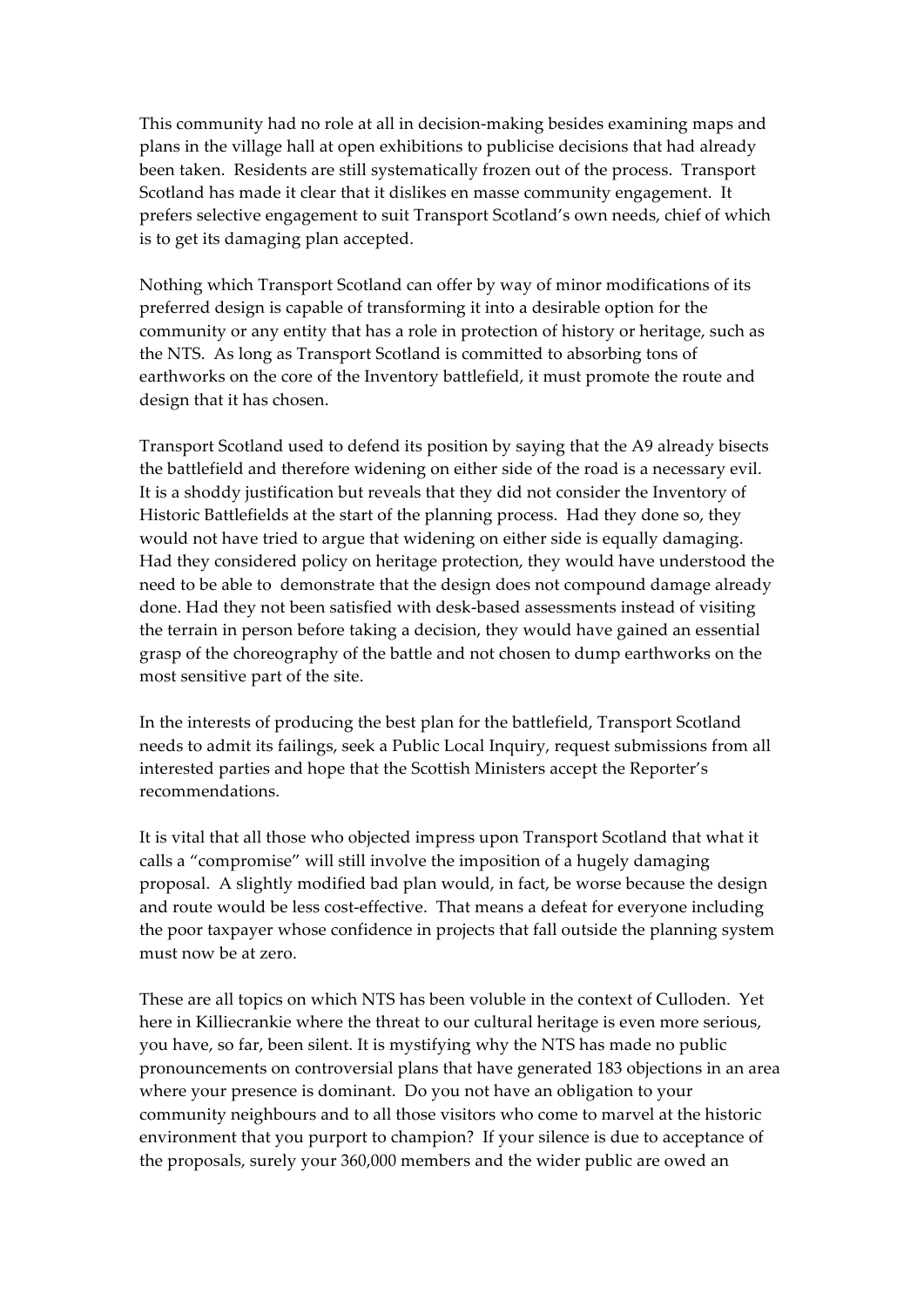This community had no role at all in decision-making besides examining maps and plans in the village hall at open exhibitions to publicise decisions that had already been taken. Residents are still systematically frozen out of the process. Transport Scotland has made it clear that it dislikes en masse community engagement. It prefers selective engagement to suit Transport Scotland's own needs, chief of which is to get its damaging plan accepted.

Nothing which Transport Scotland can offer by way of minor modifications of its preferred design is capable of transforming it into a desirable option for the community or any entity that has a role in protection of history or heritage, such as the NTS. As long as Transport Scotland is committed to absorbing tons of earthworks on the core of the Inventory battlefield, it must promote the route and design that it has chosen.

Transport Scotland used to defend its position by saying that the A9 already bisects the battlefield and therefore widening on either side of the road is a necessary evil. It is a shoddy justification but reveals that they did not consider the Inventory of Historic Battlefields at the start of the planning process. Had they done so, they would not have tried to argue that widening on either side is equally damaging. Had they considered policy on heritage protection, they would have understood the need to be able to demonstrate that the design does not compound damage already done. Had they not been satisfied with desk-based assessments instead of visiting the terrain in person before taking a decision, they would have gained an essential grasp of the choreography of the battle and not chosen to dump earthworks on the most sensitive part of the site.

In the interests of producing the best plan for the battlefield, Transport Scotland needs to admit its failings, seek a Public Local Inquiry, request submissions from all interested parties and hope that the Scottish Ministers accept the Reporter's recommendations.

It is vital that all those who objected impress upon Transport Scotland that what it calls a "compromise" will still involve the imposition of a hugely damaging proposal. A slightly modified bad plan would, in fact, be worse because the design and route would be less cost-effective. That means a defeat for everyone including the poor taxpayer whose confidence in projects that fall outside the planning system must now be at zero.

These are all topics on which NTS has been voluble in the context of Culloden. Yet here in Killiecrankie where the threat to our cultural heritage is even more serious, you have, so far, been silent. It is mystifying why the NTS has made no public pronouncements on controversial plans that have generated 183 objections in an area where your presence is dominant. Do you not have an obligation to your community neighbours and to all those visitors who come to marvel at the historic environment that you purport to champion? If your silence is due to acceptance of the proposals, surely your 360,000 members and the wider public are owed an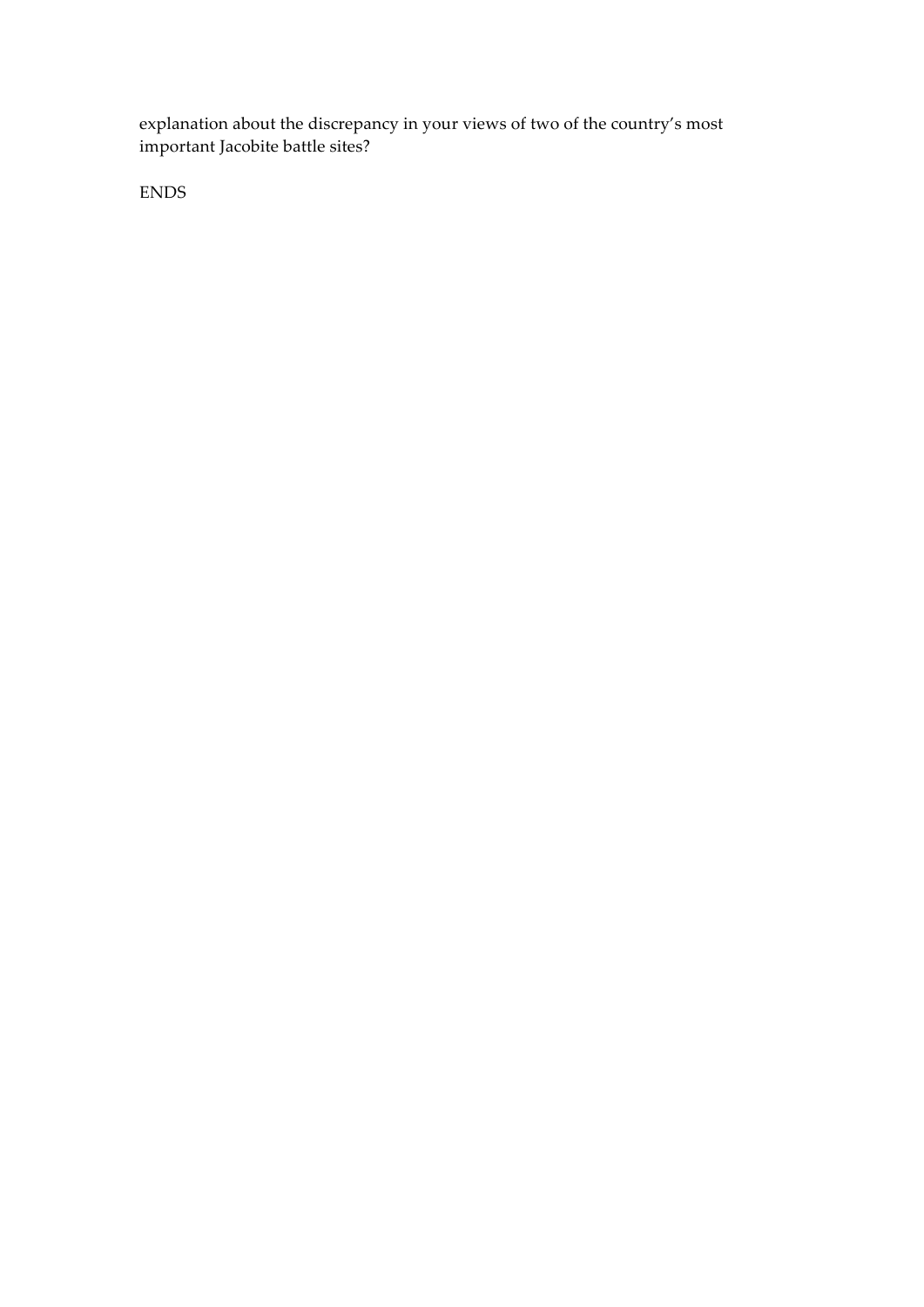explanation about the discrepancy in your views of two of the country's most important Jacobite battle sites?

ENDS